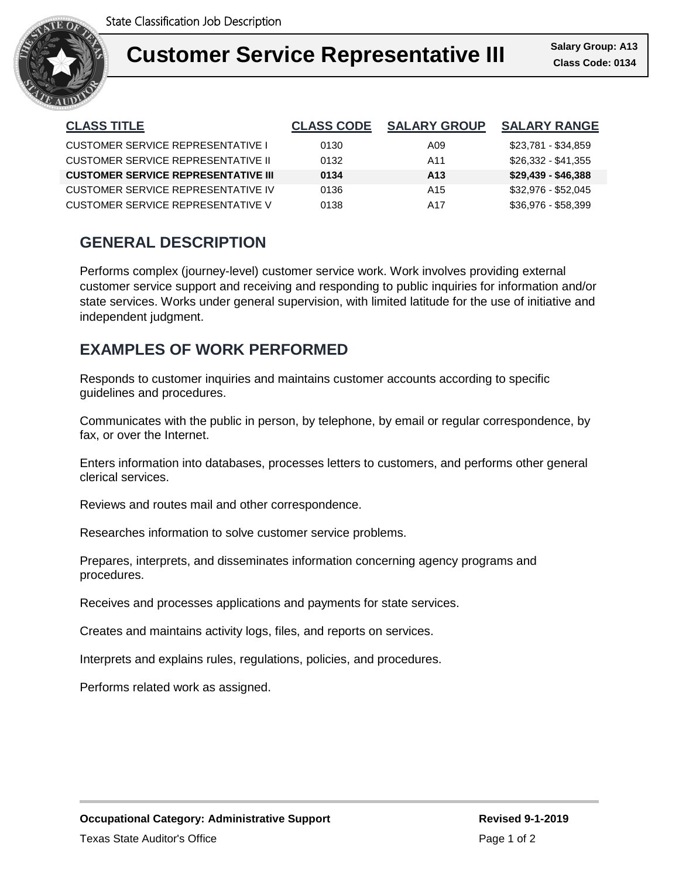State Classification Job Description

# Customer Service Representative III

**Salary Group: A13**
**Class Code: 0134**

| CLASS TITLE | CLASS CODE | SALARY GROUP | SALARY RANGE |
|---|---|---|---|
| CUSTOMER SERVICE REPRESENTATIVE I | 0130 | A09 | $23,781 - $34,859 |
| CUSTOMER SERVICE REPRESENTATIVE II | 0132 | A11 | $26,332 - $41,355 |
| **CUSTOMER SERVICE REPRESENTATIVE III** | **0134** | **A13** | **$29,439 - $46,388** |
| CUSTOMER SERVICE REPRESENTATIVE IV | 0136 | A15 | $32,976 - $52,045 |
| CUSTOMER SERVICE REPRESENTATIVE V | 0138 | A17 | $36,976 - $58,399 |

## GENERAL DESCRIPTION

Performs complex (journey-level) customer service work. Work involves providing external customer service support and receiving and responding to public inquiries for information and/or state services. Works under general supervision, with limited latitude for the use of initiative and independent judgment.

## EXAMPLES OF WORK PERFORMED

Responds to customer inquiries and maintains customer accounts according to specific guidelines and procedures.

Communicates with the public in person, by telephone, by email or regular correspondence, by fax, or over the Internet.

Enters information into databases, processes letters to customers, and performs other general clerical services.

Reviews and routes mail and other correspondence.

Researches information to solve customer service problems.

Prepares, interprets, and disseminates information concerning agency programs and procedures.

Receives and processes applications and payments for state services.

Creates and maintains activity logs, files, and reports on services.

Interprets and explains rules, regulations, policies, and procedures.

Performs related work as assigned.

**Occupational Category: Administrative Support**

**Revised 9-1-2019**

Texas State Auditor's Office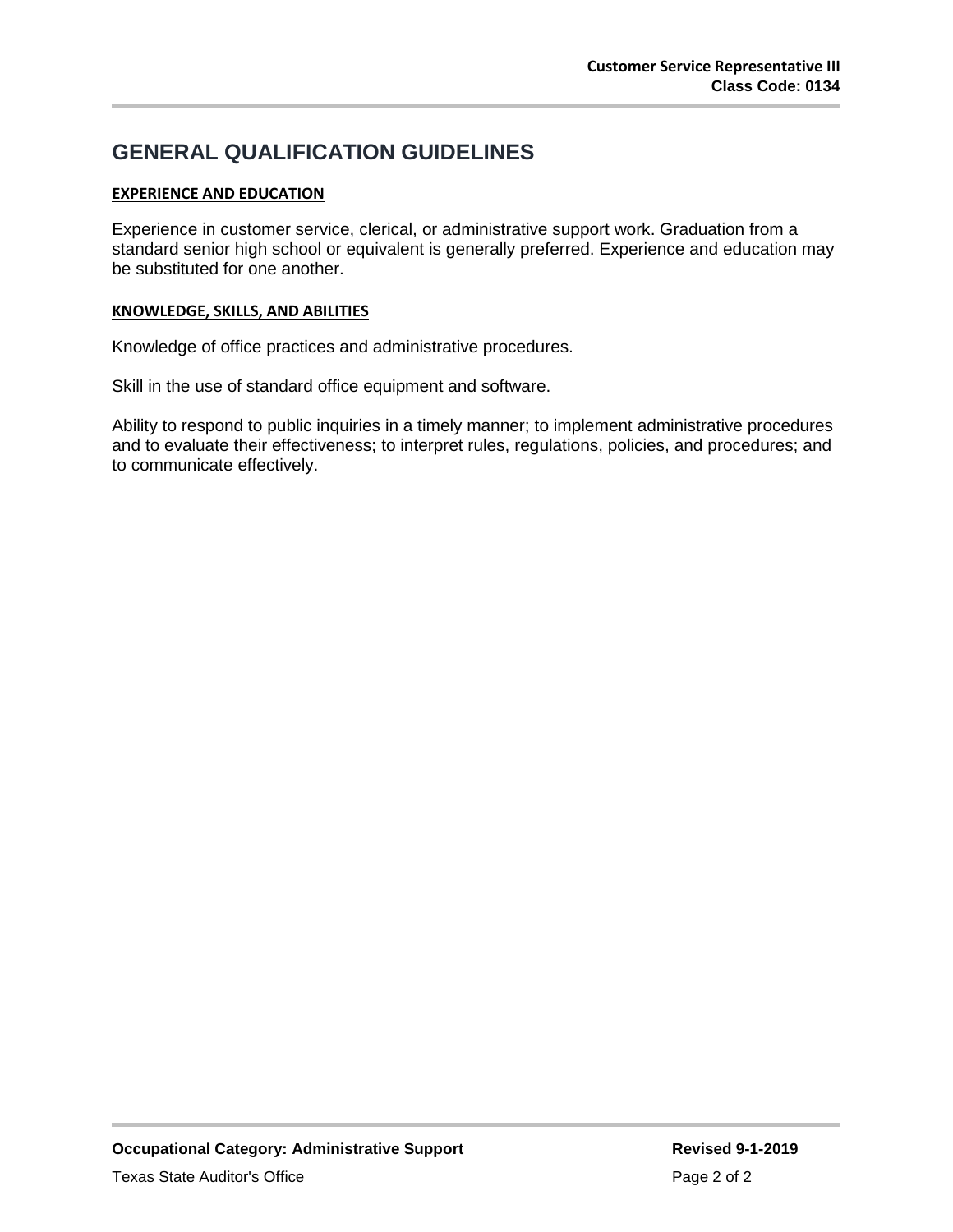# GENERAL QUALIFICATION GUIDELINES

## EXPERIENCE AND EDUCATION

Experience in customer service, clerical, or administrative support work. Graduation from a standard senior high school or equivalent is generally preferred. Experience and education may be substituted for one another.

## KNOWLEDGE, SKILLS, AND ABILITIES

Knowledge of office practices and administrative procedures.

Skill in the use of standard office equipment and software.

Ability to respond to public inquiries in a timely manner; to implement administrative procedures and to evaluate their effectiveness; to interpret rules, regulations, policies, and procedures; and to communicate effectively.